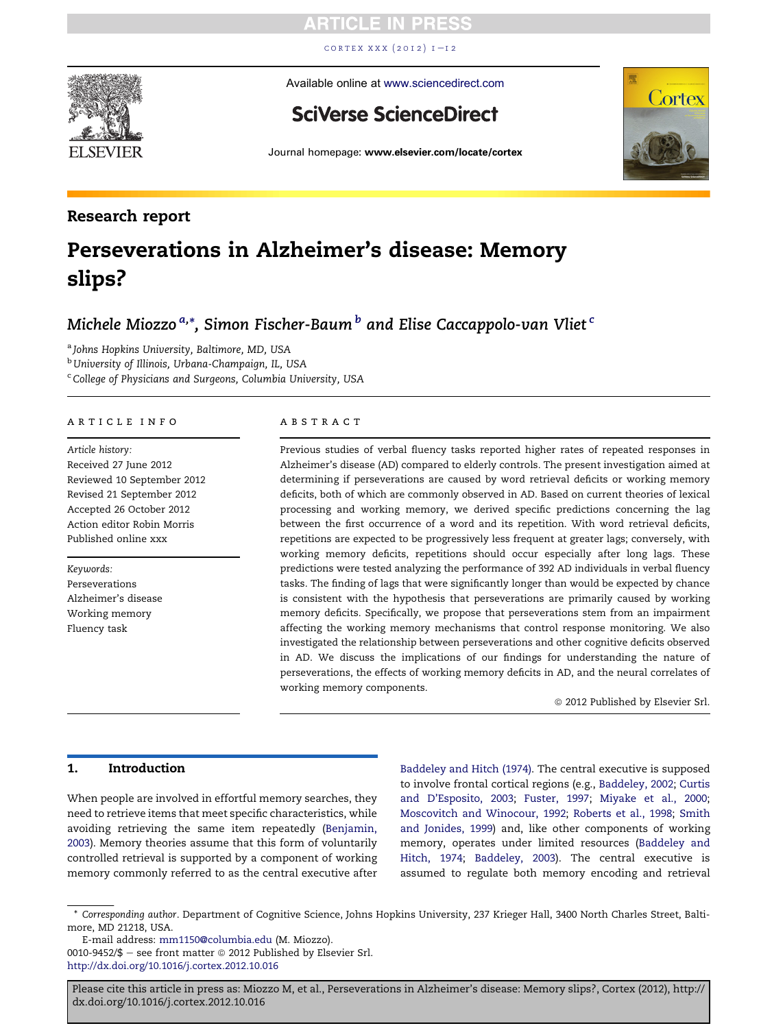## Research report

# Perseverations in Alzheimer's disease: Memory slips?

*Michele Miozzo* [a,*], *Simon Fischer-Baum* [b] and *Elise Caccappolo-van Vliet* [c]

[a] Johns Hopkins University, Baltimore, MD, USA
[b] University of Illinois, Urbana-Champaign, IL, USA
[c] College of Physicians and Surgeons, Columbia University, USA

### ARTICLE INFO

*Article history:*
Received 27 June 2012
Reviewed 10 September 2012
Revised 21 September 2012
Accepted 26 October 2012
Action editor Robin Morris
Published online xxx

*Keywords:*
Perseverations
Alzheimer's disease
Working memory
Fluency task

### ABSTRACT

Previous studies of verbal fluency tasks reported higher rates of repeated responses in Alzheimer's disease (AD) compared to elderly controls. The present investigation aimed at determining if perseverations are caused by word retrieval deficits or working memory deficits, both of which are commonly observed in AD. Based on current theories of lexical processing and working memory, we derived specific predictions concerning the lag between the first occurrence of a word and its repetition. With word retrieval deficits, repetitions are expected to be progressively less frequent at greater lags; conversely, with working memory deficits, repetitions should occur especially after long lags. These predictions were tested analyzing the performance of 392 AD individuals in verbal fluency tasks. The finding of lags that were significantly longer than would be expected by chance is consistent with the hypothesis that perseverations are primarily caused by working memory deficits. Specifically, we propose that perseverations stem from an impairment affecting the working memory mechanisms that control response monitoring. We also investigated the relationship between perseverations and other cognitive deficits observed in AD. We discuss the implications of our findings for understanding the nature of perseverations, the effects of working memory deficits in AD, and the neural correlates of working memory components.

© 2012 Published by Elsevier Srl.

## 1. Introduction

When people are involved in effortful memory searches, they need to retrieve items that meet specific characteristics, while avoiding retrieving the same item repeatedly (Benjamin, 2003). Memory theories assume that this form of voluntarily controlled retrieval is supported by a component of working memory commonly referred to as the central executive after Baddeley and Hitch (1974). The central executive is supposed to involve frontal cortical regions (e.g., Baddeley, 2002; Curtis and D'Esposito, 2003; Fuster, 1997; Miyake et al., 2000; Moscovitch and Winocour, 1992; Roberts et al., 1998; Smith and Jonides, 1999) and, like other components of working memory, operates under limited resources (Baddeley and Hitch, 1974; Baddeley, 2003). The central executive is assumed to regulate both memory encoding and retrieval

\* *Corresponding author*. Department of Cognitive Science, Johns Hopkins University, 237 Krieger Hall, 3400 North Charles Street, Baltimore, MD 21218, USA.
E-mail address: mm1150@columbia.edu (M. Miozzo).
0010-9452/$ – see front matter © 2012 Published by Elsevier Srl.
http://dx.doi.org/10.1016/j.cortex.2012.10.016

Please cite this article in press as: Miozzo M, et al., Perseverations in Alzheimer's disease: Memory slips?, Cortex (2012), http://dx.doi.org/10.1016/j.cortex.2012.10.016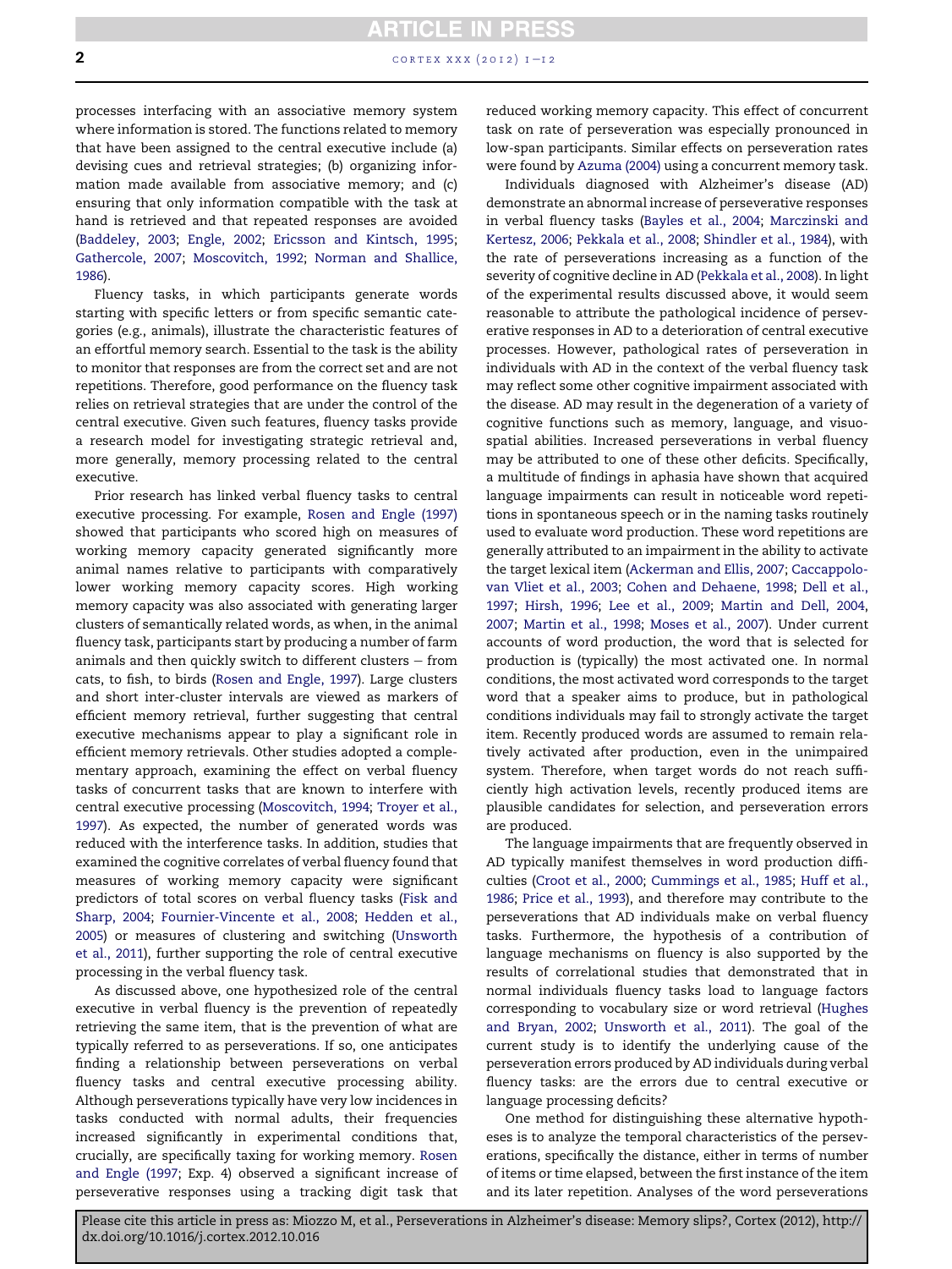processes interfacing with an associative memory system where information is stored. The functions related to memory that have been assigned to the central executive include (a) devising cues and retrieval strategies; (b) organizing information made available from associative memory; and (c) ensuring that only information compatible with the task at hand is retrieved and that repeated responses are avoided (Baddeley, 2003; Engle, 2002; Ericsson and Kintsch, 1995; Gathercole, 2007; Moscovitch, 1992; Norman and Shallice, 1986).

Fluency tasks, in which participants generate words starting with specific letters or from specific semantic categories (e.g., animals), illustrate the characteristic features of an effortful memory search. Essential to the task is the ability to monitor that responses are from the correct set and are not repetitions. Therefore, good performance on the fluency task relies on retrieval strategies that are under the control of the central executive. Given such features, fluency tasks provide a research model for investigating strategic retrieval and, more generally, memory processing related to the central executive.

Prior research has linked verbal fluency tasks to central executive processing. For example, Rosen and Engle (1997) showed that participants who scored high on measures of working memory capacity generated significantly more animal names relative to participants with comparatively lower working memory capacity scores. High working memory capacity was also associated with generating larger clusters of semantically related words, as when, in the animal fluency task, participants start by producing a number of farm animals and then quickly switch to different clusters – from cats, to fish, to birds (Rosen and Engle, 1997). Large clusters and short inter-cluster intervals are viewed as markers of efficient memory retrieval, further suggesting that central executive mechanisms appear to play a significant role in efficient memory retrievals. Other studies adopted a complementary approach, examining the effect on verbal fluency tasks of concurrent tasks that are known to interfere with central executive processing (Moscovitch, 1994; Troyer et al., 1997). As expected, the number of generated words was reduced with the interference tasks. In addition, studies that examined the cognitive correlates of verbal fluency found that measures of working memory capacity were significant predictors of total scores on verbal fluency tasks (Fisk and Sharp, 2004; Fournier-Vincente et al., 2008; Hedden et al., 2005) or measures of clustering and switching (Unsworth et al., 2011), further supporting the role of central executive processing in the verbal fluency task.

As discussed above, one hypothesized role of the central executive in verbal fluency is the prevention of repeatedly retrieving the same item, that is the prevention of what are typically referred to as perseverations. If so, one anticipates finding a relationship between perseverations on verbal fluency tasks and central executive processing ability. Although perseverations typically have very low incidences in tasks conducted with normal adults, their frequencies increased significantly in experimental conditions that, crucially, are specifically taxing for working memory. Rosen and Engle (1997; Exp. 4) observed a significant increase of perseverative responses using a tracking digit task that reduced working memory capacity. This effect of concurrent task on rate of perseveration was especially pronounced in low-span participants. Similar effects on perseveration rates were found by Azuma (2004) using a concurrent memory task.

Individuals diagnosed with Alzheimer's disease (AD) demonstrate an abnormal increase of perseverative responses in verbal fluency tasks (Bayles et al., 2004; Marczinski and Kertesz, 2006; Pekkala et al., 2008; Shindler et al., 1984), with the rate of perseverations increasing as a function of the severity of cognitive decline in AD (Pekkala et al., 2008). In light of the experimental results discussed above, it would seem reasonable to attribute the pathological incidence of perseverative responses in AD to a deterioration of central executive processes. However, pathological rates of perseveration in individuals with AD in the context of the verbal fluency task may reflect some other cognitive impairment associated with the disease. AD may result in the degeneration of a variety of cognitive functions such as memory, language, and visuospatial abilities. Increased perseverations in verbal fluency may be attributed to one of these other deficits. Specifically, a multitude of findings in aphasia have shown that acquired language impairments can result in noticeable word repetitions in spontaneous speech or in the naming tasks routinely used to evaluate word production. These word repetitions are generally attributed to an impairment in the ability to activate the target lexical item (Ackerman and Ellis, 2007; Caccappolo-van Vliet et al., 2003; Cohen and Dehaene, 1998; Dell et al., 1997; Hirsh, 1996; Lee et al., 2009; Martin and Dell, 2004, 2007; Martin et al., 1998; Moses et al., 2007). Under current accounts of word production, the word that is selected for production is (typically) the most activated one. In normal conditions, the most activated word corresponds to the target word that a speaker aims to produce, but in pathological conditions individuals may fail to strongly activate the target item. Recently produced words are assumed to remain relatively activated after production, even in the unimpaired system. Therefore, when target words do not reach sufficiently high activation levels, recently produced items are plausible candidates for selection, and perseveration errors are produced.

The language impairments that are frequently observed in AD typically manifest themselves in word production difficulties (Croot et al., 2000; Cummings et al., 1985; Huff et al., 1986; Price et al., 1993), and therefore may contribute to the perseverations that AD individuals make on verbal fluency tasks. Furthermore, the hypothesis of a contribution of language mechanisms on fluency is also supported by the results of correlational studies that demonstrated that in normal individuals fluency tasks load to language factors corresponding to vocabulary size or word retrieval (Hughes and Bryan, 2002; Unsworth et al., 2011). The goal of the current study is to identify the underlying cause of the perseveration errors produced by AD individuals during verbal fluency tasks: are the errors due to central executive or language processing deficits?

One method for distinguishing these alternative hypotheses is to analyze the temporal characteristics of the perseverations, specifically the distance, either in terms of number of items or time elapsed, between the first instance of the item and its later repetition. Analyses of the word perseverations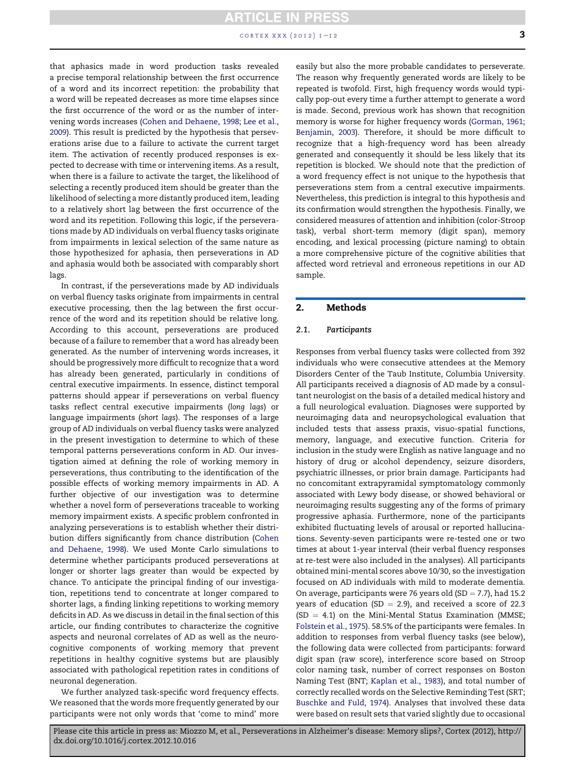that aphasics made in word production tasks revealed a precise temporal relationship between the first occurrence of a word and its incorrect repetition: the probability that a word will be repeated decreases as more time elapses since the first occurrence of the word or as the number of intervening words increases (Cohen and Dehaene, 1998; Lee et al., 2009). This result is predicted by the hypothesis that perseverations arise due to a failure to activate the current target item. The activation of recently produced responses is expected to decrease with time or intervening items. As a result, when there is a failure to activate the target, the likelihood of selecting a recently produced item should be greater than the likelihood of selecting a more distantly produced item, leading to a relatively short lag between the first occurrence of the word and its repetition. Following this logic, if the perseverations made by AD individuals on verbal fluency tasks originate from impairments in lexical selection of the same nature as those hypothesized for aphasia, then perseverations in AD and aphasia would both be associated with comparably short lags.

In contrast, if the perseverations made by AD individuals on verbal fluency tasks originate from impairments in central executive processing, then the lag between the first occurrence of the word and its repetition should be relative long. According to this account, perseverations are produced because of a failure to remember that a word has already been generated. As the number of intervening words increases, it should be progressively more difficult to recognize that a word has already been generated, particularly in conditions of central executive impairments. In essence, distinct temporal patterns should appear if perseverations on verbal fluency tasks reflect central executive impairments (*long lags*) or language impairments (*short lags*). The responses of a large group of AD individuals on verbal fluency tasks were analyzed in the present investigation to determine to which of these temporal patterns perseverations conform in AD. Our investigation aimed at defining the role of working memory in perseverations, thus contributing to the identification of the possible effects of working memory impairments in AD. A further objective of our investigation was to determine whether a novel form of perseverations traceable to working memory impairment exists. A specific problem confronted in analyzing perseverations is to establish whether their distribution differs significantly from chance distribution (Cohen and Dehaene, 1998). We used Monte Carlo simulations to determine whether participants produced perseverations at longer or shorter lags greater than would be expected by chance. To anticipate the principal finding of our investigation, repetitions tend to concentrate at longer compared to shorter lags, a finding linking repetitions to working memory deficits in AD. As we discuss in detail in the final section of this article, our finding contributes to characterize the cognitive aspects and neuronal correlates of AD as well as the neurocognitive components of working memory that prevent repetitions in healthy cognitive systems but are plausibly associated with pathological repetition rates in conditions of neuronal degeneration.

We further analyzed task-specific word frequency effects. We reasoned that the words more frequently generated by our participants were not only words that 'come to mind' more easily but also the more probable candidates to perseverate. The reason why frequently generated words are likely to be repeated is twofold. First, high frequency words would typically pop-out every time a further attempt to generate a word is made. Second, previous work has shown that recognition memory is worse for higher frequency words (Gorman, 1961; Benjamin, 2003). Therefore, it should be more difficult to recognize that a high-frequency word has been already generated and consequently it should be less likely that its repetition is blocked. We should note that the prediction of a word frequency effect is not unique to the hypothesis that perseverations stem from a central executive impairments. Nevertheless, this prediction is integral to this hypothesis and its confirmation would strengthen the hypothesis. Finally, we considered measures of attention and inhibition (color-Stroop task), verbal short-term memory (digit span), memory encoding, and lexical processing (picture naming) to obtain a more comprehensive picture of the cognitive abilities that affected word retrieval and erroneous repetitions in our AD sample.

## 2. Methods

### 2.1. Participants

Responses from verbal fluency tasks were collected from 392 individuals who were consecutive attendees at the Memory Disorders Center of the Taub Institute, Columbia University. All participants received a diagnosis of AD made by a consultant neurologist on the basis of a detailed medical history and a full neurological evaluation. Diagnoses were supported by neuroimaging data and neuropsychological evaluation that included tests that assess praxis, visuo-spatial functions, memory, language, and executive function. Criteria for inclusion in the study were English as native language and no history of drug or alcohol dependency, seizure disorders, psychiatric illnesses, or prior brain damage. Participants had no concomitant extrapyramidal symptomatology commonly associated with Lewy body disease, or showed behavioral or neuroimaging results suggesting any of the forms of primary progressive aphasia. Furthermore, none of the participants exhibited fluctuating levels of arousal or reported hallucinations. Seventy-seven participants were re-tested one or two times at about 1-year interval (their verbal fluency responses at re-test were also included in the analyses). All participants obtained mini-mental scores above 10/30, so the investigation focused on AD individuals with mild to moderate dementia. On average, participants were 76 years old (SD = 7.7), had 15.2 years of education (SD = 2.9), and received a score of 22.3 (SD = 4.1) on the Mini-Mental State Examination (MMSE; Folstein et al., 1975). 58.5% of the participants were females. In addition to responses from verbal fluency tasks (see below), the following data were collected from participants: forward digit span (raw score), interference score based on Stroop color naming task, number of correct responses on Boston Naming Test (BNT; Kaplan et al., 1983), and total number of correctly recalled words on the Selective Reminding Test (SRT; Buschke and Fuld, 1974). Analyses that involved these data were based on result sets that varied slightly due to occasional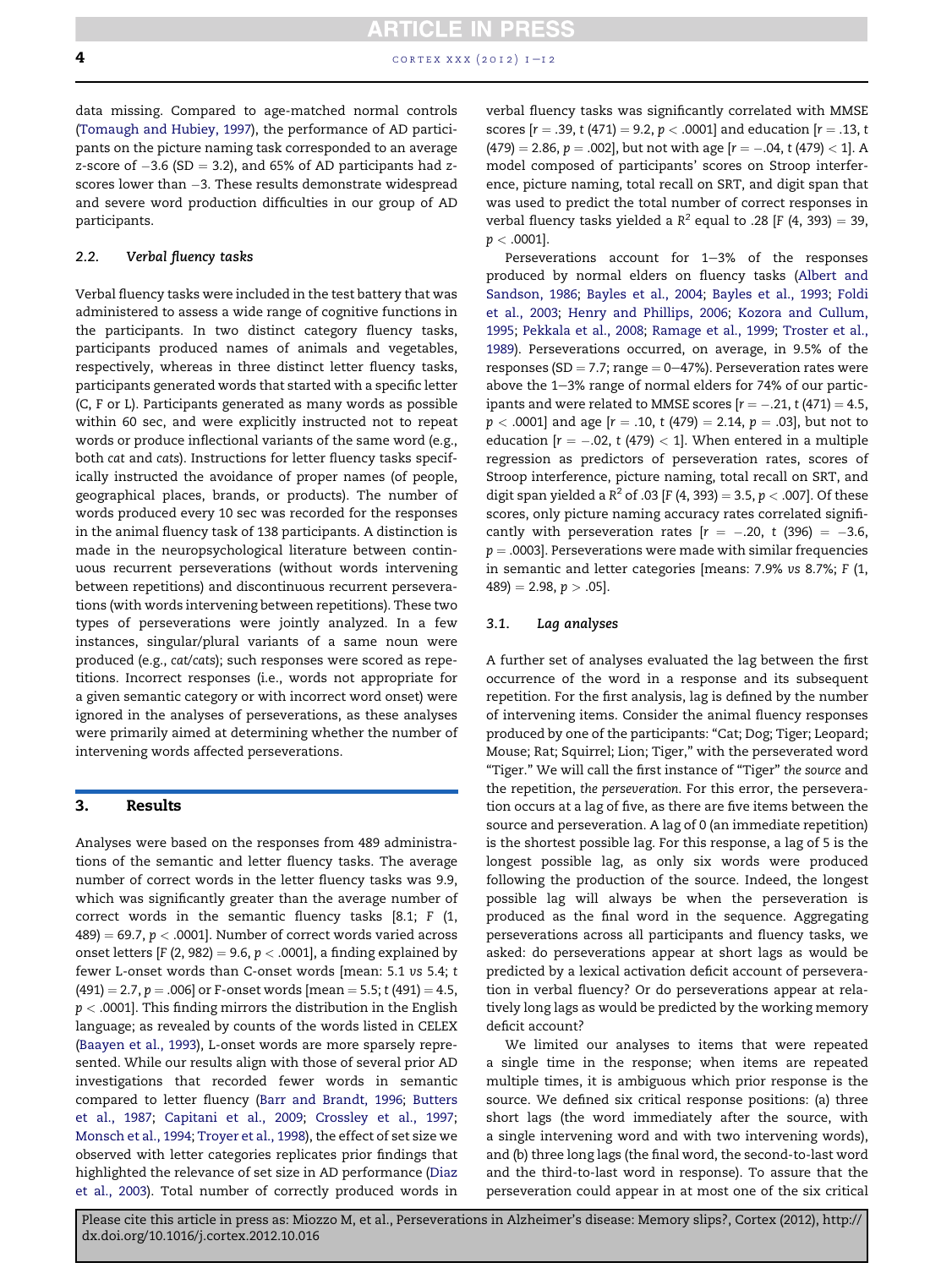data missing. Compared to age-matched normal controls (Tomaugh and Hubiey, 1997), the performance of AD participants on the picture naming task corresponded to an average z-score of −3.6 (SD = 3.2), and 65% of AD participants had z-scores lower than −3. These results demonstrate widespread and severe word production difficulties in our group of AD participants.

### 2.2. Verbal fluency tasks

Verbal fluency tasks were included in the test battery that was administered to assess a wide range of cognitive functions in the participants. In two distinct category fluency tasks, participants produced names of animals and vegetables, respectively, whereas in three distinct letter fluency tasks, participants generated words that started with a specific letter (C, F or L). Participants generated as many words as possible within 60 sec, and were explicitly instructed not to repeat words or produce inflectional variants of the same word (e.g., both *cat* and *cats*). Instructions for letter fluency tasks specifically instructed the avoidance of proper names (of people, geographical places, brands, or products). The number of words produced every 10 sec was recorded for the responses in the animal fluency task of 138 participants. A distinction is made in the neuropsychological literature between continuous recurrent perseverations (without words intervening between repetitions) and discontinuous recurrent perseverations (with words intervening between repetitions). These two types of perseverations were jointly analyzed. In a few instances, singular/plural variants of a same noun were produced (e.g., *cat/cats*); such responses were scored as repetitions. Incorrect responses (i.e., words not appropriate for a given semantic category or with incorrect word onset) were ignored in the analyses of perseverations, as these analyses were primarily aimed at determining whether the number of intervening words affected perseverations.

## 3. Results

Analyses were based on the responses from 489 administrations of the semantic and letter fluency tasks. The average number of correct words in the letter fluency tasks was 9.9, which was significantly greater than the average number of correct words in the semantic fluency tasks [8.1; $F$ (1, 489) = 69.7, $p < .0001$]. Number of correct words varied across onset letters [$F$ (2, 982) = 9.6, $p < .0001$], a finding explained by fewer L-onset words than C-onset words [mean: 5.1 *vs* 5.4; $t$ (491) = 2.7, $p = .006$] or F-onset words [mean = 5.5; $t$ (491) = 4.5, $p < .0001$]. This finding mirrors the distribution in the English language; as revealed by counts of the words listed in CELEX (Baayen et al., 1993), L-onset words are more sparsely represented. While our results align with those of several prior AD investigations that recorded fewer words in semantic compared to letter fluency (Barr and Brandt, 1996; Butters et al., 1987; Capitani et al., 2009; Crossley et al., 1997; Monsch et al., 1994; Troyer et al., 1998), the effect of set size we observed with letter categories replicates prior findings that highlighted the relevance of set size in AD performance (Diaz et al., 2003). Total number of correctly produced words in verbal fluency tasks was significantly correlated with MMSE scores [$r = .39$, $t$ (471) = 9.2, $p < .0001$] and education [$r = .13$, $t$ (479) = 2.86, $p = .002$], but not with age [$r = -.04$, $t$ (479) < 1]. A model composed of participants' scores on Stroop interference, picture naming, total recall on SRT, and digit span that was used to predict the total number of correct responses in verbal fluency tasks yielded a $R^2$ equal to .28 [$F$ (4, 393) = 39, $p < .0001$].

Perseverations account for 1–3% of the responses produced by normal elders on fluency tasks (Albert and Sandson, 1986; Bayles et al., 2004; Bayles et al., 1993; Foldi et al., 2003; Henry and Phillips, 2006; Kozora and Cullum, 1995; Pekkala et al., 2008; Ramage et al., 1999; Troster et al., 1989). Perseverations occurred, on average, in 9.5% of the responses (SD = 7.7; range = 0–47%). Perseveration rates were above the 1–3% range of normal elders for 74% of our participants and were related to MMSE scores [$r = -.21$, $t$ (471) = 4.5, $p < .0001$] and age [$r = .10$, $t$ (479) = 2.14, $p = .03$], but not to education [$r = -.02$, $t$ (479) < 1]. When entered in a multiple regression as predictors of perseveration rates, scores of Stroop interference, picture naming, total recall on SRT, and digit span yielded a $R^2$ of .03 [$F$ (4, 393) = 3.5, $p < .007$]. Of these scores, only picture naming accuracy rates correlated significantly with perseveration rates [$r = -.20$, $t$ (396) = −3.6, $p = .0003$]. Perseverations were made with similar frequencies in semantic and letter categories [means: 7.9% *vs* 8.7%; $F$ (1, 489) = 2.98, $p > .05$].

### 3.1. Lag analyses

A further set of analyses evaluated the lag between the first occurrence of the word in a response and its subsequent repetition. For the first analysis, lag is defined by the number of intervening items. Consider the animal fluency responses produced by one of the participants: "Cat; Dog; Tiger; Leopard; Mouse; Rat; Squirrel; Lion; Tiger," with the perseverated word "Tiger." We will call the first instance of "Tiger" *the source* and the repetition, *the perseveration*. For this error, the perseveration occurs at a lag of five, as there are five items between the source and perseveration. A lag of 0 (an immediate repetition) is the shortest possible lag. For this response, a lag of 5 is the longest possible lag, as only six words were produced following the production of the source. Indeed, the longest possible lag will always be when the perseveration is produced as the final word in the sequence. Aggregating perseverations across all participants and fluency tasks, we asked: do perseverations appear at short lags as would be predicted by a lexical activation deficit account of perseveration in verbal fluency? Or do perseverations appear at relatively long lags as would be predicted by the working memory deficit account?

We limited our analyses to items that were repeated a single time in the response; when items are repeated multiple times, it is ambiguous which prior response is the source. We defined six critical response positions: (a) three short lags (the word immediately after the source, with a single intervening word and with two intervening words), and (b) three long lags (the final word, the second-to-last word and the third-to-last word in response). To assure that the perseveration could appear in at most one of the six critical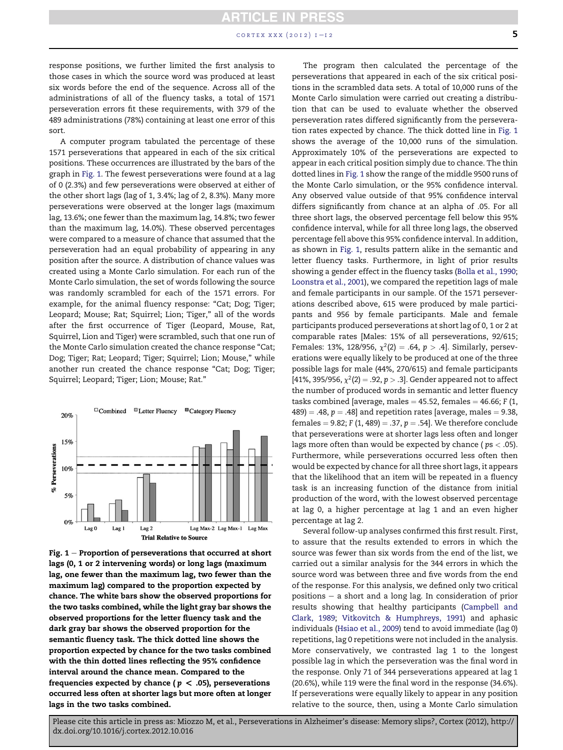response positions, we further limited the first analysis to those cases in which the source word was produced at least six words before the end of the sequence. Across all of the administrations of all of the fluency tasks, a total of 1571 perseveration errors fit these requirements, with 379 of the 489 administrations (78%) containing at least one error of this sort.

A computer program tabulated the percentage of these 1571 perseverations that appeared in each of the six critical positions. These occurrences are illustrated by the bars of the graph in Fig. 1. The fewest perseverations were found at a lag of 0 (2.3%) and few perseverations were observed at either of the other short lags (lag of 1, 3.4%; lag of 2, 8.3%). Many more perseverations were observed at the longer lags (maximum lag, 13.6%; one fewer than the maximum lag, 14.8%; two fewer than the maximum lag, 14.0%). These observed percentages were compared to a measure of chance that assumed that the perseveration had an equal probability of appearing in any position after the source. A distribution of chance values was created using a Monte Carlo simulation. For each run of the Monte Carlo simulation, the set of words following the source was randomly scrambled for each of the 1571 errors. For example, for the animal fluency response: "Cat; Dog; Tiger; Leopard; Mouse; Rat; Squirrel; Lion; Tiger," all of the words after the first occurrence of Tiger (Leopard, Mouse, Rat, Squirrel, Lion and Tiger) were scrambled, such that one run of the Monte Carlo simulation created the chance response "Cat; Dog; Tiger; Rat; Leopard; Tiger; Squirrel; Lion; Mouse," while another run created the chance response "Cat; Dog; Tiger; Squirrel; Leopard; Tiger; Lion; Mouse; Rat."

**Fig. 1 – Proportion of perseverations that occurred at short lags (0, 1 or 2 intervening words) or long lags (maximum lag, one fewer than the maximum lag, two fewer than the maximum lag) compared to the proportion expected by chance. The white bars show the observed proportions for the two tasks combined, while the light gray bar shows the observed proportions for the letter fluency task and the dark gray bar shows the observed proportion for the semantic fluency task. The thick dotted line shows the proportion expected by chance for the two tasks combined with the thin dotted lines reflecting the 95% confidence interval around the chance mean. Compared to the frequencies expected by chance ($p < .05$), perseverations occurred less often at shorter lags but more often at longer lags in the two tasks combined.**

The program then calculated the percentage of the perseverations that appeared in each of the six critical positions in the scrambled data sets. A total of 10,000 runs of the Monte Carlo simulation were carried out creating a distribution that can be used to evaluate whether the observed perseveration rates differed significantly from the perseveration rates expected by chance. The thick dotted line in Fig. 1 shows the average of the 10,000 runs of the simulation. Approximately 10% of the perseverations are expected to appear in each critical position simply due to chance. The thin dotted lines in Fig. 1 show the range of the middle 9500 runs of the Monte Carlo simulation, or the 95% confidence interval. Any observed value outside of that 95% confidence interval differs significantly from chance at an alpha of .05. For all three short lags, the observed percentage fell below this 95% confidence interval, while for all three long lags, the observed percentage fell above this 95% confidence interval. In addition, as shown in Fig. 1, results pattern alike in the semantic and letter fluency tasks. Furthermore, in light of prior results showing a gender effect in the fluency tasks (Bolla et al., 1990; Loonstra et al., 2001), we compared the repetition lags of male and female participants in our sample. Of the 1571 perseverations described above, 615 were produced by male participants and 956 by female participants. Male and female participants produced perseverations at short lag of 0, 1 or 2 at comparable rates [Males: 15% of all perseverations, 92/615; Females: 13%, 128/956, $\chi^2(2) = .64$, $p > .4$]. Similarly, perseverations were equally likely to be produced at one of the three possible lags for male (44%, 270/615) and female participants [41%, 395/956, $\chi^2(2) = .92$, $p > .3$]. Gender appeared not to affect the number of produced words in semantic and letter fluency tasks combined [average, males = 45.52, females = 46.66; $F(1, 489) = .48$, $p = .48$] and repetition rates [average, males = 9.38, females = 9.82; $F(1, 489) = .37$, $p = .54$]. We therefore conclude that perseverations were at shorter lags less often and longer lags more often than would be expected by chance ($ps < .05$). Furthermore, while perseverations occurred less often then would be expected by chance for all three short lags, it appears that the likelihood that an item will be repeated in a fluency task is an increasing function of the distance from initial production of the word, with the lowest observed percentage at lag 0, a higher percentage at lag 1 and an even higher percentage at lag 2.

Several follow-up analyses confirmed this first result. First, to assure that the results extended to errors in which the source was fewer than six words from the end of the list, we carried out a similar analysis for the 344 errors in which the source word was between three and five words from the end of the response. For this analysis, we defined only two critical positions – a short and a long lag. In consideration of prior results showing that healthy participants (Campbell and Clark, 1989; Vitkovitch & Humphreys, 1991) and aphasic individuals (Hsiao et al., 2009) tend to avoid immediate (lag 0) repetitions, lag 0 repetitions were not included in the analysis. More conservatively, we contrasted lag 1 to the longest possible lag in which the perseveration was the final word in the response. Only 71 of 344 perseverations appeared at lag 1 (20.6%), while 119 were the final word in the response (34.6%). If perseverations were equally likely to appear in any position relative to the source, then, using a Monte Carlo simulation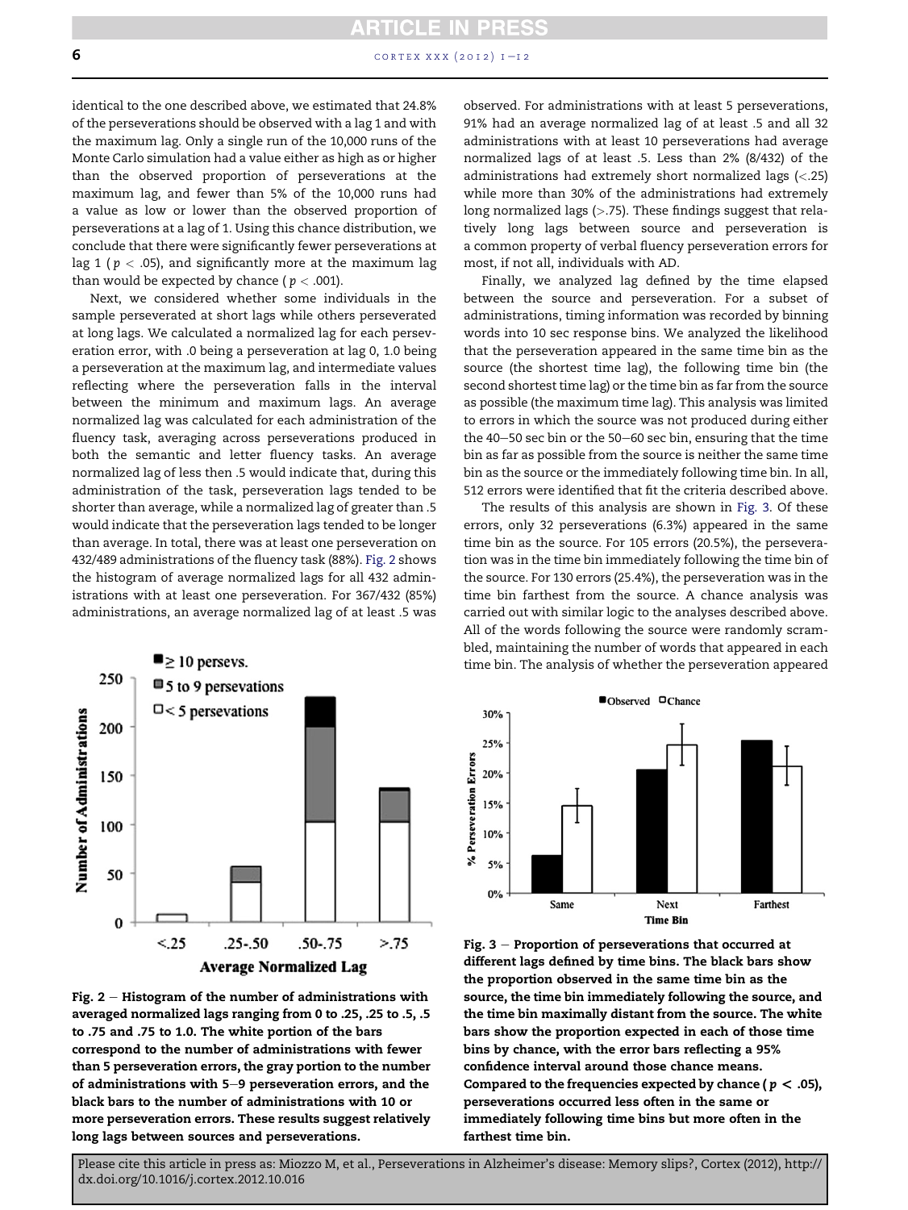identical to the one described above, we estimated that 24.8% of the perseverations should be observed with a lag 1 and with the maximum lag. Only a single run of the 10,000 runs of the Monte Carlo simulation had a value either as high as or higher than the observed proportion of perseverations at the maximum lag, and fewer than 5% of the 10,000 runs had a value as low or lower than the observed proportion of perseverations at a lag of 1. Using this chance distribution, we conclude that there were significantly fewer perseverations at lag 1 ($p < .05$), and significantly more at the maximum lag than would be expected by chance ($p < .001$).

Next, we considered whether some individuals in the sample perseverated at short lags while others perseverated at long lags. We calculated a normalized lag for each perseveration error, with .0 being a perseveration at lag 0, 1.0 being a perseveration at the maximum lag, and intermediate values reflecting where the perseveration falls in the interval between the minimum and maximum lags. An average normalized lag was calculated for each administration of the fluency task, averaging across perseverations produced in both the semantic and letter fluency tasks. An average normalized lag of less then .5 would indicate that, during this administration of the task, perseveration lags tended to be shorter than average, while a normalized lag of greater than .5 would indicate that the perseveration lags tended to be longer than average. In total, there was at least one perseveration on 432/489 administrations of the fluency task (88%). Fig. 2 shows the histogram of average normalized lags for all 432 administrations with at least one perseveration. For 367/432 (85%) administrations, an average normalized lag of at least .5 was observed. For administrations with at least 5 perseverations, 91% had an average normalized lag of at least .5 and all 32 administrations with at least 10 perseverations had average normalized lags of at least .5. Less than 2% (8/432) of the administrations had extremely short normalized lags (<.25) while more than 30% of the administrations had extremely long normalized lags (>.75). These findings suggest that relatively long lags between source and perseveration is a common property of verbal fluency perseveration errors for most, if not all, individuals with AD.

Finally, we analyzed lag defined by the time elapsed between the source and perseveration. For a subset of administrations, timing information was recorded by binning words into 10 sec response bins. We analyzed the likelihood that the perseveration appeared in the same time bin as the source (the shortest time lag), the following time bin (the second shortest time lag) or the time bin as far from the source as possible (the maximum time lag). This analysis was limited to errors in which the source was not produced during either the 40–50 sec bin or the 50–60 sec bin, ensuring that the time bin as far as possible from the source is neither the same time bin as the source or the immediately following time bin. In all, 512 errors were identified that fit the criteria described above.

The results of this analysis are shown in Fig. 3. Of these errors, only 32 perseverations (6.3%) appeared in the same time bin as the source. For 105 errors (20.5%), the perseveration was in the time bin immediately following the time bin of the source. For 130 errors (25.4%), the perseveration was in the time bin farthest from the source. A chance analysis was carried out with similar logic to the analyses described above. All of the words following the source were randomly scrambled, maintaining the number of words that appeared in each time bin. The analysis of whether the perseveration appeared

**Fig. 2 – Histogram of the number of administrations with averaged normalized lags ranging from 0 to .25, .25 to .5, .5 to .75 and .75 to 1.0. The white portion of the bars correspond to the number of administrations with fewer than 5 perseveration errors, the gray portion to the number of administrations with 5–9 perseveration errors, and the black bars to the number of administrations with 10 or more perseveration errors. These results suggest relatively long lags between sources and perseverations.**

**Fig. 3 – Proportion of perseverations that occurred at different lags defined by time bins. The black bars show the proportion observed in the same time bin as the source, the time bin immediately following the source, and the time bin maximally distant from the source. The white bars show the proportion expected in each of those time bins by chance, with the error bars reflecting a 95% confidence interval around those chance means. Compared to the frequencies expected by chance ($p < .05$), perseverations occurred less often in the same or immediately following time bins but more often in the farthest time bin.**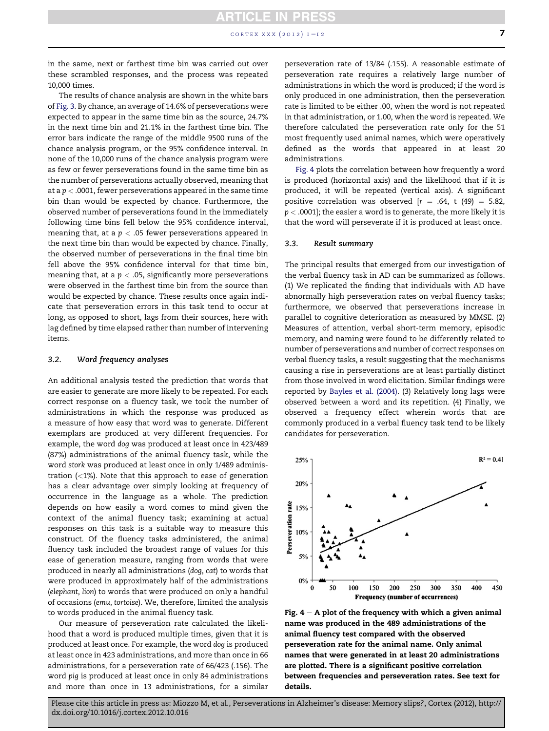in the same, next or farthest time bin was carried out over these scrambled responses, and the process was repeated 10,000 times.

The results of chance analysis are shown in the white bars of Fig. 3. By chance, an average of 14.6% of perseverations were expected to appear in the same time bin as the source, 24.7% in the next time bin and 21.1% in the farthest time bin. The error bars indicate the range of the middle 9500 runs of the chance analysis program, or the 95% confidence interval. In none of the 10,000 runs of the chance analysis program were as few or fewer perseverations found in the same time bin as the number of perseverations actually observed, meaning that at a $p < .0001$, fewer perseverations appeared in the same time bin than would be expected by chance. Furthermore, the observed number of perseverations found in the immediately following time bins fell below the 95% confidence interval, meaning that, at a $p < .05$ fewer perseverations appeared in the next time bin than would be expected by chance. Finally, the observed number of perseverations in the final time bin fell above the 95% confidence interval for that time bin, meaning that, at a $p < .05$, significantly more perseverations were observed in the farthest time bin from the source than would be expected by chance. These results once again indicate that perseveration errors in this task tend to occur at long, as opposed to short, lags from their sources, here with lag defined by time elapsed rather than number of intervening items.

### 3.2. Word frequency analyses

An additional analysis tested the prediction that words that are easier to generate are more likely to be repeated. For each correct response on a fluency task, we took the number of administrations in which the response was produced as a measure of how easy that word was to generate. Different exemplars are produced at very different frequencies. For example, the word *dog* was produced at least once in 423/489 (87%) administrations of the animal fluency task, while the word *stork* was produced at least once in only 1/489 administration (<1%). Note that this approach to ease of generation has a clear advantage over simply looking at frequency of occurrence in the language as a whole. The prediction depends on how easily a word comes to mind given the context of the animal fluency task; examining at actual responses on this task is a suitable way to measure this construct. Of the fluency tasks administered, the animal fluency task included the broadest range of values for this ease of generation measure, ranging from words that were produced in nearly all administrations (*dog*, *cat*) to words that were produced in approximately half of the administrations (*elephant*, *lion*) to words that were produced on only a handful of occasions (*emu*, *tortoise*). We, therefore, limited the analysis to words produced in the animal fluency task.

Our measure of perseveration rate calculated the likelihood that a word is produced multiple times, given that it is produced at least once. For example, the word *dog* is produced at least once in 423 administrations, and more than once in 66 administrations, for a perseveration rate of 66/423 (.156). The word *pig* is produced at least once in only 84 administrations and more than once in 13 administrations, for a similar perseveration rate of 13/84 (.155). A reasonable estimate of perseveration rate requires a relatively large number of administrations in which the word is produced; if the word is only produced in one administration, then the perseveration rate is limited to be either .00, when the word is not repeated in that administration, or 1.00, when the word is repeated. We therefore calculated the perseveration rate only for the 51 most frequently used animal names, which were operatively defined as the words that appeared in at least 20 administrations.

Fig. 4 plots the correlation between how frequently a word is produced (horizontal axis) and the likelihood that if it is produced, it will be repeated (vertical axis). A significant positive correlation was observed [$r = .64$, $t$ (49) $= 5.82$, $p < .0001$]; the easier a word is to generate, the more likely it is that the word will perseverate if it is produced at least once.

### 3.3. Result summary

The principal results that emerged from our investigation of the verbal fluency task in AD can be summarized as follows. (1) We replicated the finding that individuals with AD have abnormally high perseveration rates on verbal fluency tasks; furthermore, we observed that perseverations increase in parallel to cognitive deterioration as measured by MMSE. (2) Measures of attention, verbal short-term memory, episodic memory, and naming were found to be differently related to number of perseverations and number of correct responses on verbal fluency tasks, a result suggesting that the mechanisms causing a rise in perseverations are at least partially distinct from those involved in word elicitation. Similar findings were reported by Bayles et al. (2004). (3) Relatively long lags were observed between a word and its repetition. (4) Finally, we observed a frequency effect wherein words that are commonly produced in a verbal fluency task tend to be likely candidates for perseveration.

$R^2 = 0.41$

Perseveration rate

0% 5% 10% 15% 20% 25%

0 50 100 150 200 250 300 350 400 450

Frequency (number of occurrences)

**Fig. 4 – A plot of the frequency with which a given animal name was produced in the 489 administrations of the animal fluency test compared with the observed perseveration rate for the animal name. Only animal names that were generated in at least 20 administrations are plotted. There is a significant positive correlation between frequencies and perseveration rates. See text for details.**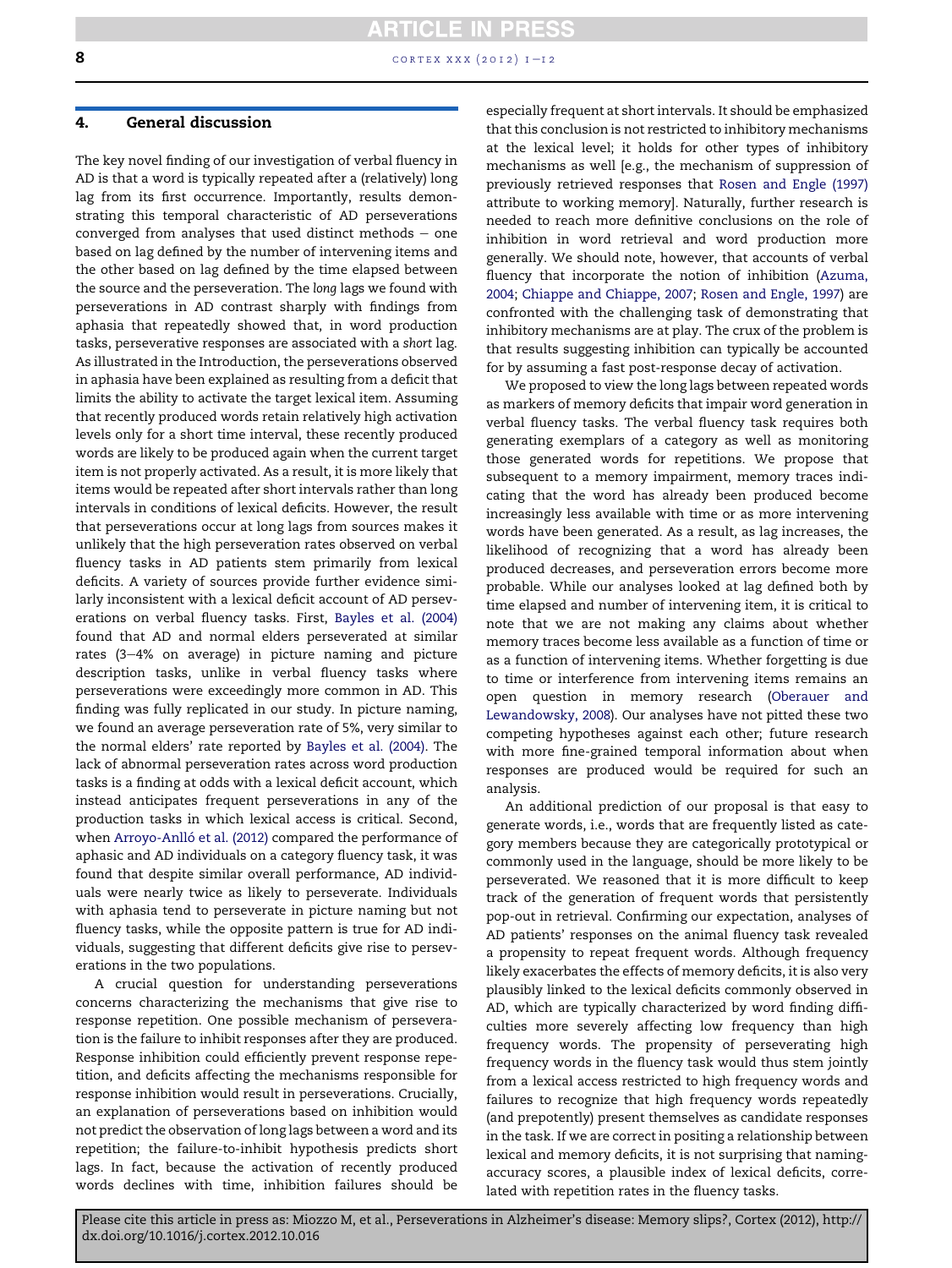## 4. General discussion

The key novel finding of our investigation of verbal fluency in AD is that a word is typically repeated after a (relatively) long lag from its first occurrence. Importantly, results demonstrating this temporal characteristic of AD perseverations converged from analyses that used distinct methods – one based on lag defined by the number of intervening items and the other based on lag defined by the time elapsed between the source and the perseveration. The *long* lags we found with perseverations in AD contrast sharply with findings from aphasia that repeatedly showed that, in word production tasks, perseverative responses are associated with a *short* lag. As illustrated in the Introduction, the perseverations observed in aphasia have been explained as resulting from a deficit that limits the ability to activate the target lexical item. Assuming that recently produced words retain relatively high activation levels only for a short time interval, these recently produced words are likely to be produced again when the current target item is not properly activated. As a result, it is more likely that items would be repeated after short intervals rather than long intervals in conditions of lexical deficits. However, the result that perseverations occur at long lags from sources makes it unlikely that the high perseveration rates observed on verbal fluency tasks in AD patients stem primarily from lexical deficits. A variety of sources provide further evidence similarly inconsistent with a lexical deficit account of AD perseverations on verbal fluency tasks. First, Bayles et al. (2004) found that AD and normal elders perseverated at similar rates (3–4% on average) in picture naming and picture description tasks, unlike in verbal fluency tasks where perseverations were exceedingly more common in AD. This finding was fully replicated in our study. In picture naming, we found an average perseveration rate of 5%, very similar to the normal elders' rate reported by Bayles et al. (2004). The lack of abnormal perseveration rates across word production tasks is a finding at odds with a lexical deficit account, which instead anticipates frequent perseverations in any of the production tasks in which lexical access is critical. Second, when Arroyo-Anlló et al. (2012) compared the performance of aphasic and AD individuals on a category fluency task, it was found that despite similar overall performance, AD individuals were nearly twice as likely to perseverate. Individuals with aphasia tend to perseverate in picture naming but not fluency tasks, while the opposite pattern is true for AD individuals, suggesting that different deficits give rise to perseverations in the two populations.

A crucial question for understanding perseverations concerns characterizing the mechanisms that give rise to response repetition. One possible mechanism of perseveration is the failure to inhibit responses after they are produced. Response inhibition could efficiently prevent response repetition, and deficits affecting the mechanisms responsible for response inhibition would result in perseverations. Crucially, an explanation of perseverations based on inhibition would not predict the observation of long lags between a word and its repetition; the failure-to-inhibit hypothesis predicts short lags. In fact, because the activation of recently produced words declines with time, inhibition failures should be especially frequent at short intervals. It should be emphasized that this conclusion is not restricted to inhibitory mechanisms at the lexical level; it holds for other types of inhibitory mechanisms as well [e.g., the mechanism of suppression of previously retrieved responses that Rosen and Engle (1997) attribute to working memory]. Naturally, further research is needed to reach more definitive conclusions on the role of inhibition in word retrieval and word production more generally. We should note, however, that accounts of verbal fluency that incorporate the notion of inhibition (Azuma, 2004; Chiappe and Chiappe, 2007; Rosen and Engle, 1997) are confronted with the challenging task of demonstrating that inhibitory mechanisms are at play. The crux of the problem is that results suggesting inhibition can typically be accounted for by assuming a fast post-response decay of activation.

We proposed to view the long lags between repeated words as markers of memory deficits that impair word generation in verbal fluency tasks. The verbal fluency task requires both generating exemplars of a category as well as monitoring those generated words for repetitions. We propose that subsequent to a memory impairment, memory traces indicating that the word has already been produced become increasingly less available with time or as more intervening words have been generated. As a result, as lag increases, the likelihood of recognizing that a word has already been produced decreases, and perseveration errors become more probable. While our analyses looked at lag defined both by time elapsed and number of intervening item, it is critical to note that we are not making any claims about whether memory traces become less available as a function of time or as a function of intervening items. Whether forgetting is due to time or interference from intervening items remains an open question in memory research (Oberauer and Lewandowsky, 2008). Our analyses have not pitted these two competing hypotheses against each other; future research with more fine-grained temporal information about when responses are produced would be required for such an analysis.

An additional prediction of our proposal is that easy to generate words, i.e., words that are frequently listed as category members because they are categorically prototypical or commonly used in the language, should be more likely to be perseverated. We reasoned that it is more difficult to keep track of the generation of frequent words that persistently pop-out in retrieval. Confirming our expectation, analyses of AD patients' responses on the animal fluency task revealed a propensity to repeat frequent words. Although frequency likely exacerbates the effects of memory deficits, it is also very plausibly linked to the lexical deficits commonly observed in AD, which are typically characterized by word finding difficulties more severely affecting low frequency than high frequency words. The propensity of perseverating high frequency words in the fluency task would thus stem jointly from a lexical access restricted to high frequency words and failures to recognize that high frequency words repeatedly (and prepotently) present themselves as candidate responses in the task. If we are correct in positing a relationship between lexical and memory deficits, it is not surprising that naming-accuracy scores, a plausible index of lexical deficits, correlated with repetition rates in the fluency tasks.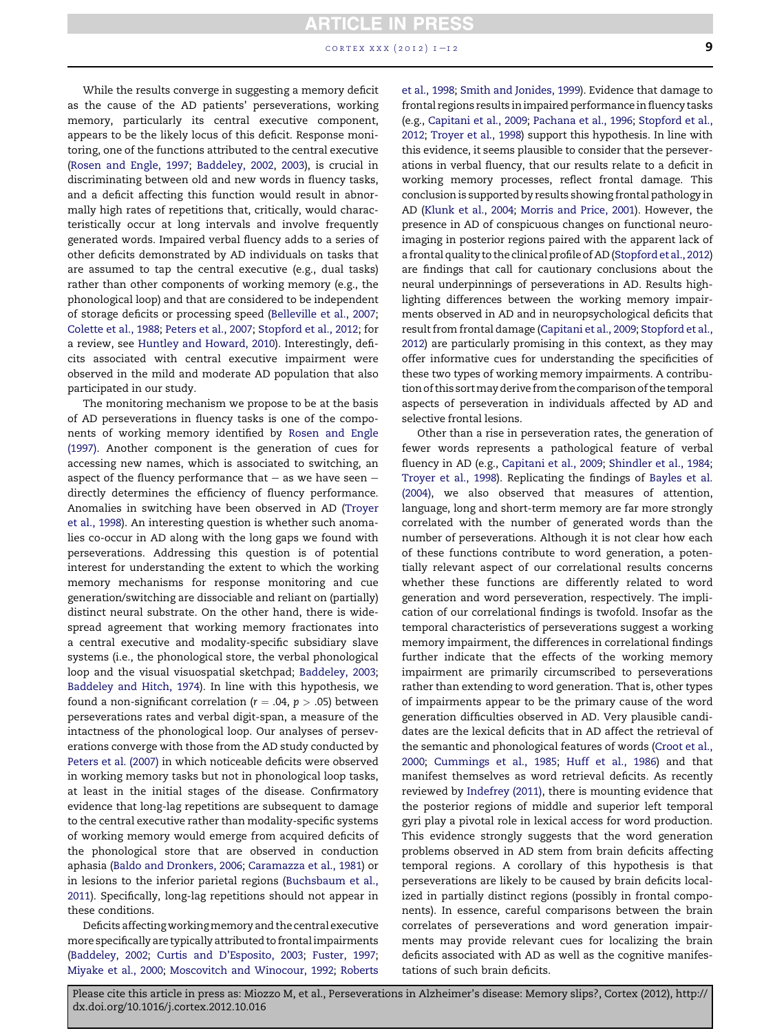While the results converge in suggesting a memory deficit as the cause of the AD patients' perseverations, working memory, particularly its central executive component, appears to be the likely locus of this deficit. Response monitoring, one of the functions attributed to the central executive (Rosen and Engle, 1997; Baddeley, 2002, 2003), is crucial in discriminating between old and new words in fluency tasks, and a deficit affecting this function would result in abnormally high rates of repetitions that, critically, would characteristically occur at long intervals and involve frequently generated words. Impaired verbal fluency adds to a series of other deficits demonstrated by AD individuals on tasks that are assumed to tap the central executive (e.g., dual tasks) rather than other components of working memory (e.g., the phonological loop) and that are considered to be independent of storage deficits or processing speed (Belleville et al., 2007; Colette et al., 1988; Peters et al., 2007; Stopford et al., 2012; for a review, see Huntley and Howard, 2010). Interestingly, deficits associated with central executive impairment were observed in the mild and moderate AD population that also participated in our study.

The monitoring mechanism we propose to be at the basis of AD perseverations in fluency tasks is one of the components of working memory identified by Rosen and Engle (1997). Another component is the generation of cues for accessing new names, which is associated to switching, an aspect of the fluency performance that – as we have seen – directly determines the efficiency of fluency performance. Anomalies in switching have been observed in AD (Troyer et al., 1998). An interesting question is whether such anomalies co-occur in AD along with the long gaps we found with perseverations. Addressing this question is of potential interest for understanding the extent to which the working memory mechanisms for response monitoring and cue generation/switching are dissociable and reliant on (partially) distinct neural substrate. On the other hand, there is widespread agreement that working memory fractionates into a central executive and modality-specific subsidiary slave systems (i.e., the phonological store, the verbal phonological loop and the visual visuospatial sketchpad; Baddeley, 2003; Baddeley and Hitch, 1974). In line with this hypothesis, we found a non-significant correlation ($r = .04$, $p > .05$) between perseverations rates and verbal digit-span, a measure of the intactness of the phonological loop. Our analyses of perseverations converge with those from the AD study conducted by Peters et al. (2007) in which noticeable deficits were observed in working memory tasks but not in phonological loop tasks, at least in the initial stages of the disease. Confirmatory evidence that long-lag repetitions are subsequent to damage to the central executive rather than modality-specific systems of working memory would emerge from acquired deficits of the phonological store that are observed in conduction aphasia (Baldo and Dronkers, 2006; Caramazza et al., 1981) or in lesions to the inferior parietal regions (Buchsbaum et al., 2011). Specifically, long-lag repetitions should not appear in these conditions.

Deficits affecting working memory and the central executive more specifically are typically attributed to frontal impairments (Baddeley, 2002; Curtis and D'Esposito, 2003; Fuster, 1997; Miyake et al., 2000; Moscovitch and Winocour, 1992; Roberts et al., 1998; Smith and Jonides, 1999). Evidence that damage to frontal regions results in impaired performance in fluency tasks (e.g., Capitani et al., 2009; Pachana et al., 1996; Stopford et al., 2012; Troyer et al., 1998) support this hypothesis. In line with this evidence, it seems plausible to consider that the perseverations in verbal fluency, that our results relate to a deficit in working memory processes, reflect frontal damage. This conclusion is supported by results showing frontal pathology in AD (Klunk et al., 2004; Morris and Price, 2001). However, the presence in AD of conspicuous changes on functional neuroimaging in posterior regions paired with the apparent lack of a frontal quality to the clinical profile of AD (Stopford et al., 2012) are findings that call for cautionary conclusions about the neural underpinnings of perseverations in AD. Results highlighting differences between the working memory impairments observed in AD and in neuropsychological deficits that result from frontal damage (Capitani et al., 2009; Stopford et al., 2012) are particularly promising in this context, as they may offer informative cues for understanding the specificities of these two types of working memory impairments. A contribution of this sort may derive from the comparison of the temporal aspects of perseveration in individuals affected by AD and selective frontal lesions.

Other than a rise in perseveration rates, the generation of fewer words represents a pathological feature of verbal fluency in AD (e.g., Capitani et al., 2009; Shindler et al., 1984; Troyer et al., 1998). Replicating the findings of Bayles et al. (2004), we also observed that measures of attention, language, long and short-term memory are far more strongly correlated with the number of generated words than the number of perseverations. Although it is not clear how each of these functions contribute to word generation, a potentially relevant aspect of our correlational results concerns whether these functions are differently related to word generation and word perseveration, respectively. The implication of our correlational findings is twofold. Insofar as the temporal characteristics of perseverations suggest a working memory impairment, the differences in correlational findings further indicate that the effects of the working memory impairment are primarily circumscribed to perseverations rather than extending to word generation. That is, other types of impairments appear to be the primary cause of the word generation difficulties observed in AD. Very plausible candidates are the lexical deficits that in AD affect the retrieval of the semantic and phonological features of words (Croot et al., 2000; Cummings et al., 1985; Huff et al., 1986) and that manifest themselves as word retrieval deficits. As recently reviewed by Indefrey (2011), there is mounting evidence that the posterior regions of middle and superior left temporal gyri play a pivotal role in lexical access for word production. This evidence strongly suggests that the word generation problems observed in AD stem from brain deficits affecting temporal regions. A corollary of this hypothesis is that perseverations are likely to be caused by brain deficits localized in partially distinct regions (possibly in frontal components). In essence, careful comparisons between the brain correlates of perseverations and word generation impairments may provide relevant cues for localizing the brain deficits associated with AD as well as the cognitive manifestations of such brain deficits.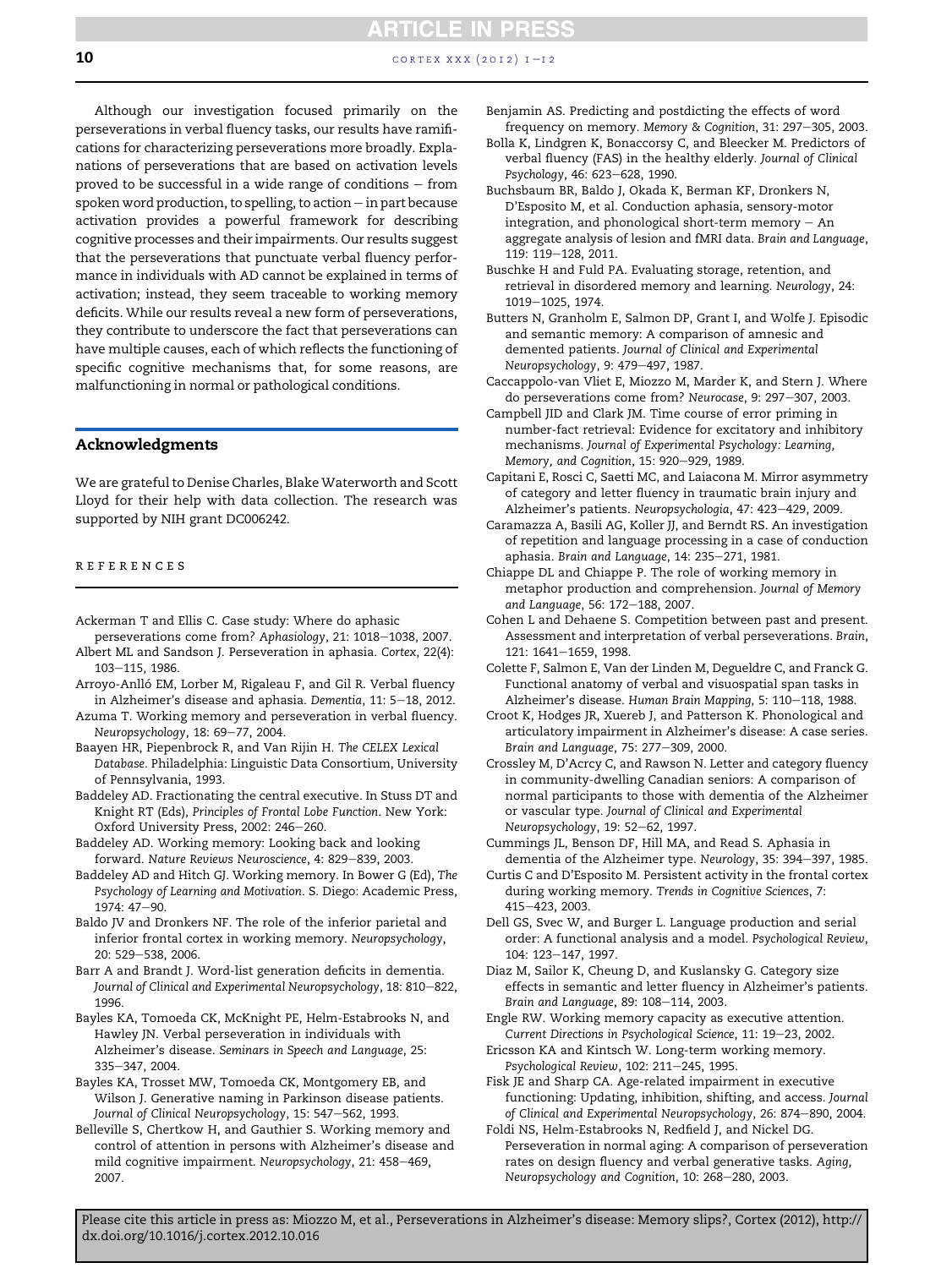Although our investigation focused primarily on the perseverations in verbal fluency tasks, our results have ramifications for characterizing perseverations more broadly. Explanations of perseverations that are based on activation levels proved to be successful in a wide range of conditions – from spoken word production, to spelling, to action – in part because activation provides a powerful framework for describing cognitive processes and their impairments. Our results suggest that the perseverations that punctuate verbal fluency performance in individuals with AD cannot be explained in terms of activation; instead, they seem traceable to working memory deficits. While our results reveal a new form of perseverations, they contribute to underscore the fact that perseverations can have multiple causes, each of which reflects the functioning of specific cognitive mechanisms that, for some reasons, are malfunctioning in normal or pathological conditions.

## Acknowledgments

We are grateful to Denise Charles, Blake Waterworth and Scott Lloyd for their help with data collection. The research was supported by NIH grant DC006242.

## REFERENCES

Ackerman T and Ellis C. Case study: Where do aphasic perseverations come from? *Aphasiology*, 21: 1018–1038, 2007.

Albert ML and Sandson J. Perseveration in aphasia. *Cortex*, 22(4): 103–115, 1986.

Arroyo-Anlló EM, Lorber M, Rigaleau F, and Gil R. Verbal fluency in Alzheimer's disease and aphasia. *Dementia*, 11: 5–18, 2012.

Azuma T. Working memory and perseveration in verbal fluency. *Neuropsychology*, 18: 69–77, 2004.

Baayen HR, Piepenbrock R, and Van Rijin H. *The CELEX Lexical Database*. Philadelphia: Linguistic Data Consortium, University of Pennsylvania, 1993.

Baddeley AD. Fractionating the central executive. In Stuss DT and Knight RT (Eds), *Principles of Frontal Lobe Function*. New York: Oxford University Press, 2002: 246–260.

Baddeley AD. Working memory: Looking back and looking forward. *Nature Reviews Neuroscience*, 4: 829–839, 2003.

Baddeley AD and Hitch GJ. Working memory. In Bower G (Ed), *The Psychology of Learning and Motivation*. S. Diego: Academic Press, 1974: 47–90.

Baldo JV and Dronkers NF. The role of the inferior parietal and inferior frontal cortex in working memory. *Neuropsychology*, 20: 529–538, 2006.

Barr A and Brandt J. Word-list generation deficits in dementia. *Journal of Clinical and Experimental Neuropsychology*, 18: 810–822, 1996.

Bayles KA, Tomoeda CK, McKnight PE, Helm-Estabrooks N, and Hawley JN. Verbal perseveration in individuals with Alzheimer's disease. *Seminars in Speech and Language*, 25: 335–347, 2004.

Bayles KA, Trosset MW, Tomoeda CK, Montgomery EB, and Wilson J. Generative naming in Parkinson disease patients. *Journal of Clinical Neuropsychology*, 15: 547–562, 1993.

Belleville S, Chertkow H, and Gauthier S. Working memory and control of attention in persons with Alzheimer's disease and mild cognitive impairment. *Neuropsychology*, 21: 458–469, 2007.

Benjamin AS. Predicting and postdicting the effects of word frequency on memory. *Memory & Cognition*, 31: 297–305, 2003.

Bolla K, Lindgren K, Bonaccorsy C, and Bleecker M. Predictors of verbal fluency (FAS) in the healthy elderly. *Journal of Clinical Psychology*, 46: 623–628, 1990.

Buchsbaum BR, Baldo J, Okada K, Berman KF, Dronkers N, D'Esposito M, et al. Conduction aphasia, sensory-motor integration, and phonological short-term memory – An aggregate analysis of lesion and fMRI data. *Brain and Language*, 119: 119–128, 2011.

Buschke H and Fuld PA. Evaluating storage, retention, and retrieval in disordered memory and learning. *Neurology*, 24: 1019–1025, 1974.

Butters N, Granholm E, Salmon DP, Grant I, and Wolfe J. Episodic and semantic memory: A comparison of amnesic and demented patients. *Journal of Clinical and Experimental Neuropsychology*, 9: 479–497, 1987.

Caccappolo-van Vliet E, Miozzo M, Marder K, and Stern J. Where do perseverations come from? *Neurocase*, 9: 297–307, 2003.

Campbell JID and Clark JM. Time course of error priming in number-fact retrieval: Evidence for excitatory and inhibitory mechanisms. *Journal of Experimental Psychology: Learning, Memory, and Cognition*, 15: 920–929, 1989.

Capitani E, Rosci C, Saetti MC, and Laiacona M. Mirror asymmetry of category and letter fluency in traumatic brain injury and Alzheimer's patients. *Neuropsychologia*, 47: 423–429, 2009.

Caramazza A, Basili AG, Koller JJ, and Berndt RS. An investigation of repetition and language processing in a case of conduction aphasia. *Brain and Language*, 14: 235–271, 1981.

Chiappe DL and Chiappe P. The role of working memory in metaphor production and comprehension. *Journal of Memory and Language*, 56: 172–188, 2007.

Cohen L and Dehaene S. Competition between past and present. Assessment and interpretation of verbal perseverations. *Brain*, 121: 1641–1659, 1998.

Colette F, Salmon E, Van der Linden M, Degueldre C, and Franck G. Functional anatomy of verbal and visuospatial span tasks in Alzheimer's disease. *Human Brain Mapping*, 5: 110–118, 1988.

Croot K, Hodges JR, Xuereb J, and Patterson K. Phonological and articulatory impairment in Alzheimer's disease: A case series. *Brain and Language*, 75: 277–309, 2000.

Crossley M, D'Acrcy C, and Rawson N. Letter and category fluency in community-dwelling Canadian seniors: A comparison of normal participants to those with dementia of the Alzheimer or vascular type. *Journal of Clinical and Experimental Neuropsychology*, 19: 52–62, 1997.

Cummings JL, Benson DF, Hill MA, and Read S. Aphasia in dementia of the Alzheimer type. *Neurology*, 35: 394–397, 1985.

Curtis C and D'Esposito M. Persistent activity in the frontal cortex during working memory. *Trends in Cognitive Sciences*, 7: 415–423, 2003.

Dell GS, Svec W, and Burger L. Language production and serial order: A functional analysis and a model. *Psychological Review*, 104: 123–147, 1997.

Diaz M, Sailor K, Cheung D, and Kuslansky G. Category size effects in semantic and letter fluency in Alzheimer's patients. *Brain and Language*, 89: 108–114, 2003.

Engle RW. Working memory capacity as executive attention. *Current Directions in Psychological Science*, 11: 19–23, 2002.

Ericsson KA and Kintsch W. Long-term working memory. *Psychological Review*, 102: 211–245, 1995.

Fisk JE and Sharp CA. Age-related impairment in executive functioning: Updating, inhibition, shifting, and access. *Journal of Clinical and Experimental Neuropsychology*, 26: 874–890, 2004.

Foldi NS, Helm-Estabrooks N, Redfield J, and Nickel DG. Perseveration in normal aging: A comparison of perseveration rates on design fluency and verbal generative tasks. *Aging, Neuropsychology and Cognition*, 10: 268–280, 2003.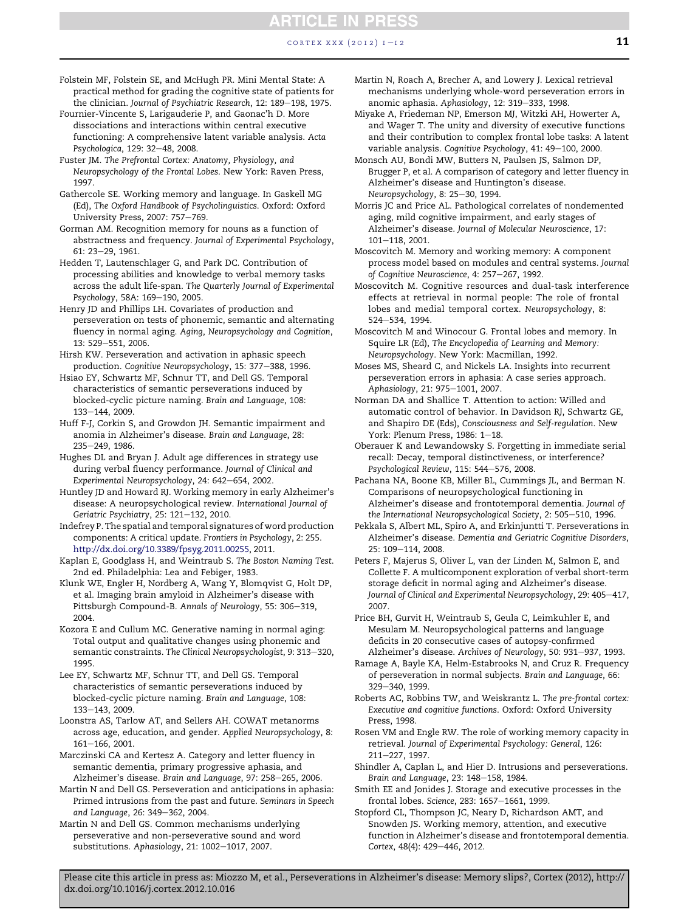Folstein MF, Folstein SE, and McHugh PR. Mini Mental State: A practical method for grading the cognitive state of patients for the clinician. *Journal of Psychiatric Research*, 12: 189–198, 1975.

Fournier-Vincente S, Larigauderie P, and Gaonac'h D. More dissociations and interactions within central executive functioning: A comprehensive latent variable analysis. *Acta Psychologica*, 129: 32–48, 2008.

Fuster JM. *The Prefrontal Cortex: Anatomy, Physiology, and Neuropsychology of the Frontal Lobes*. New York: Raven Press, 1997.

Gathercole SE. Working memory and language. In Gaskell MG (Ed), *The Oxford Handbook of Psycholinguistics*. Oxford: Oxford University Press, 2007: 757–769.

Gorman AM. Recognition memory for nouns as a function of abstractness and frequency. *Journal of Experimental Psychology*, 61: 23–29, 1961.

Hedden T, Lautenschlager G, and Park DC. Contribution of processing abilities and knowledge to verbal memory tasks across the adult life-span. *The Quarterly Journal of Experimental Psychology*, 58A: 169–190, 2005.

Henry JD and Phillips LH. Covariates of production and perseveration on tests of phonemic, semantic and alternating fluency in normal aging. *Aging, Neuropsychology and Cognition*, 13: 529–551, 2006.

Hirsh KW. Perseveration and activation in aphasic speech production. *Cognitive Neuropsychology*, 15: 377–388, 1996.

Hsiao EY, Schwartz MF, Schnur TT, and Dell GS. Temporal characteristics of semantic perseverations induced by blocked-cyclic picture naming. *Brain and Language*, 108: 133–144, 2009.

Huff F-J, Corkin S, and Growdon JH. Semantic impairment and anomia in Alzheimer's disease. *Brain and Language*, 28: 235–249, 1986.

Hughes DL and Bryan J. Adult age differences in strategy use during verbal fluency performance. *Journal of Clinical and Experimental Neuropsychology*, 24: 642–654, 2002.

Huntley JD and Howard RJ. Working memory in early Alzheimer's disease: A neuropsychological review. *International Journal of Geriatric Psychiatry*, 25: 121–132, 2010.

Indefrey P. The spatial and temporal signatures of word production components: A critical update. *Frontiers in Psychology*, 2: 255. http://dx.doi.org/10.3389/fpsyg.2011.00255, 2011.

Kaplan E, Goodglass H, and Weintraub S. *The Boston Naming Test*. 2nd ed. Philadelphia: Lea and Febiger, 1983.

Klunk WE, Engler H, Nordberg A, Wang Y, Blomqvist G, Holt DP, et al. Imaging brain amyloid in Alzheimer's disease with Pittsburgh Compound-B. *Annals of Neurology*, 55: 306–319, 2004.

Kozora E and Cullum MC. Generative naming in normal aging: Total output and qualitative changes using phonemic and semantic constraints. *The Clinical Neuropsychologist*, 9: 313–320, 1995.

Lee EY, Schwartz MF, Schnur TT, and Dell GS. Temporal characteristics of semantic perseverations induced by blocked-cyclic picture naming. *Brain and Language*, 108: 133–143, 2009.

Loonstra AS, Tarlow AT, and Sellers AH. COWAT metanorms across age, education, and gender. *Applied Neuropsychology*, 8: 161–166, 2001.

Marczinski CA and Kertesz A. Category and letter fluency in semantic dementia, primary progressive aphasia, and Alzheimer's disease. *Brain and Language*, 97: 258–265, 2006.

Martin N and Dell GS. Perseveration and anticipations in aphasia: Primed intrusions from the past and future. *Seminars in Speech and Language*, 26: 349–362, 2004.

Martin N and Dell GS. Common mechanisms underlying perseverative and non-perseverative sound and word substitutions. *Aphasiology*, 21: 1002–1017, 2007.

Martin N, Roach A, Brecher A, and Lowery J. Lexical retrieval mechanisms underlying whole-word perseveration errors in anomic aphasia. *Aphasiology*, 12: 319–333, 1998.

Miyake A, Friedeman NP, Emerson MJ, Witzki AH, Howerter A, and Wager T. The unity and diversity of executive functions and their contribution to complex frontal lobe tasks: A latent variable analysis. *Cognitive Psychology*, 41: 49–100, 2000.

Monsch AU, Bondi MW, Butters N, Paulsen JS, Salmon DP, Brugger P, et al. A comparison of category and letter fluency in Alzheimer's disease and Huntington's disease. *Neuropsychology*, 8: 25–30, 1994.

Morris JC and Price AL. Pathological correlates of nondemented aging, mild cognitive impairment, and early stages of Alzheimer's disease. *Journal of Molecular Neuroscience*, 17: 101–118, 2001.

Moscovitch M. Memory and working memory: A component process model based on modules and central systems. *Journal of Cognitive Neuroscience*, 4: 257–267, 1992.

Moscovitch M. Cognitive resources and dual-task interference effects at retrieval in normal people: The role of frontal lobes and medial temporal cortex. *Neuropsychology*, 8: 524–534, 1994.

Moscovitch M and Winocour G. Frontal lobes and memory. In Squire LR (Ed), *The Encyclopedia of Learning and Memory: Neuropsychology*. New York: Macmillan, 1992.

Moses MS, Sheard C, and Nickels LA. Insights into recurrent perseveration errors in aphasia: A case series approach. *Aphasiology*, 21: 975–1001, 2007.

Norman DA and Shallice T. Attention to action: Willed and automatic control of behavior. In Davidson RJ, Schwartz GE, and Shapiro DE (Eds), *Consciousness and Self-regulation*. New York: Plenum Press, 1986: 1–18.

Oberauer K and Lewandowsky S. Forgetting in immediate serial recall: Decay, temporal distinctiveness, or interference? *Psychological Review*, 115: 544–576, 2008.

Pachana NA, Boone KB, Miller BL, Cummings JL, and Berman N. Comparisons of neuropsychological functioning in Alzheimer's disease and frontotemporal dementia. *Journal of the International Neuropsychological Society*, 2: 505–510, 1996.

Pekkala S, Albert ML, Spiro A, and Erkinjuntti T. Perseverations in Alzheimer's disease. *Dementia and Geriatric Cognitive Disorders*, 25: 109–114, 2008.

Peters F, Majerus S, Oliver L, van der Linden M, Salmon E, and Collette F. A multicomponent exploration of verbal short-term storage deficit in normal aging and Alzheimer's disease. *Journal of Clinical and Experimental Neuropsychology*, 29: 405–417, 2007.

Price BH, Gurvit H, Weintraub S, Geula C, Leimkuhler E, and Mesulam M. Neuropsychological patterns and language deficits in 20 consecutive cases of autopsy-confirmed Alzheimer's disease. *Archives of Neurology*, 50: 931–937, 1993.

Ramage A, Bayle KA, Helm-Estabrooks N, and Cruz R. Frequency of perseveration in normal subjects. *Brain and Language*, 66: 329–340, 1999.

Roberts AC, Robbins TW, and Weiskrantz L. *The pre-frontal cortex: Executive and cognitive functions*. Oxford: Oxford University Press, 1998.

Rosen VM and Engle RW. The role of working memory capacity in retrieval. *Journal of Experimental Psychology: General*, 126: 211–227, 1997.

Shindler A, Caplan L, and Hier D. Intrusions and perseverations. *Brain and Language*, 23: 148–158, 1984.

Smith EE and Jonides J. Storage and executive processes in the frontal lobes. *Science*, 283: 1657–1661, 1999.

Stopford CL, Thompson JC, Neary D, Richardson AMT, and Snowden JS. Working memory, attention, and executive function in Alzheimer's disease and frontotemporal dementia. *Cortex*, 48(4): 429–446, 2012.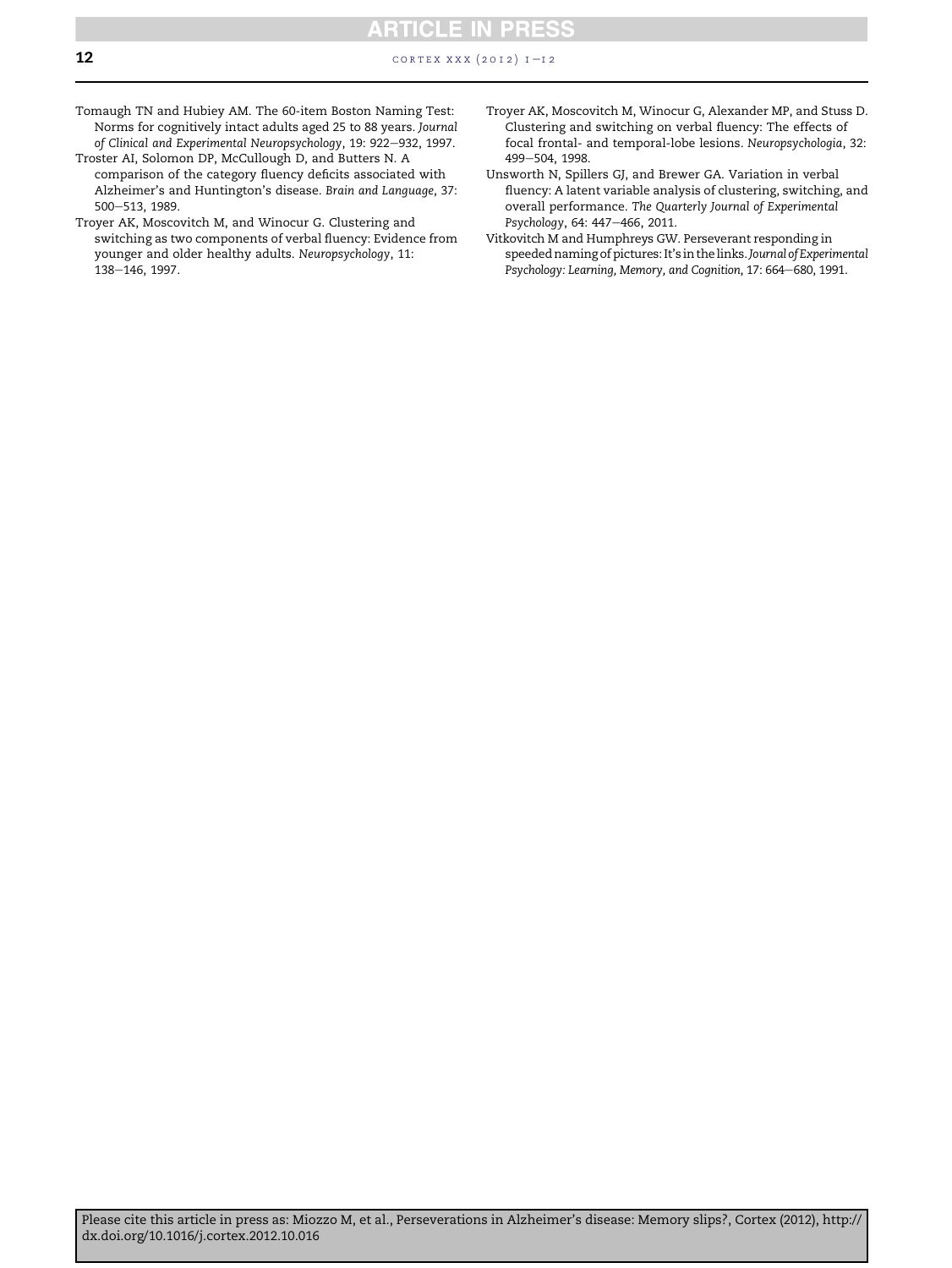Tomaugh TN and Hubiey AM. The 60-item Boston Naming Test: Norms for cognitively intact adults aged 25 to 88 years. *Journal of Clinical and Experimental Neuropsychology*, 19: 922–932, 1997.

Troster AI, Solomon DP, McCullough D, and Butters N. A comparison of the category fluency deficits associated with Alzheimer's and Huntington's disease. *Brain and Language*, 37: 500–513, 1989.

Troyer AK, Moscovitch M, and Winocur G. Clustering and switching as two components of verbal fluency: Evidence from younger and older healthy adults. *Neuropsychology*, 11: 138–146, 1997.

Troyer AK, Moscovitch M, Winocur G, Alexander MP, and Stuss D. Clustering and switching on verbal fluency: The effects of focal frontal- and temporal-lobe lesions. *Neuropsychologia*, 32: 499–504, 1998.

Unsworth N, Spillers GJ, and Brewer GA. Variation in verbal fluency: A latent variable analysis of clustering, switching, and overall performance. *The Quarterly Journal of Experimental Psychology*, 64: 447–466, 2011.

Vitkovitch M and Humphreys GW. Perseverant responding in speeded naming of pictures: It's in the links. *Journal of Experimental Psychology: Learning, Memory, and Cognition*, 17: 664–680, 1991.

Please cite this article in press as: Miozzo M, et al., Perseverations in Alzheimer's disease: Memory slips?, Cortex (2012), http://dx.doi.org/10.1016/j.cortex.2012.10.016